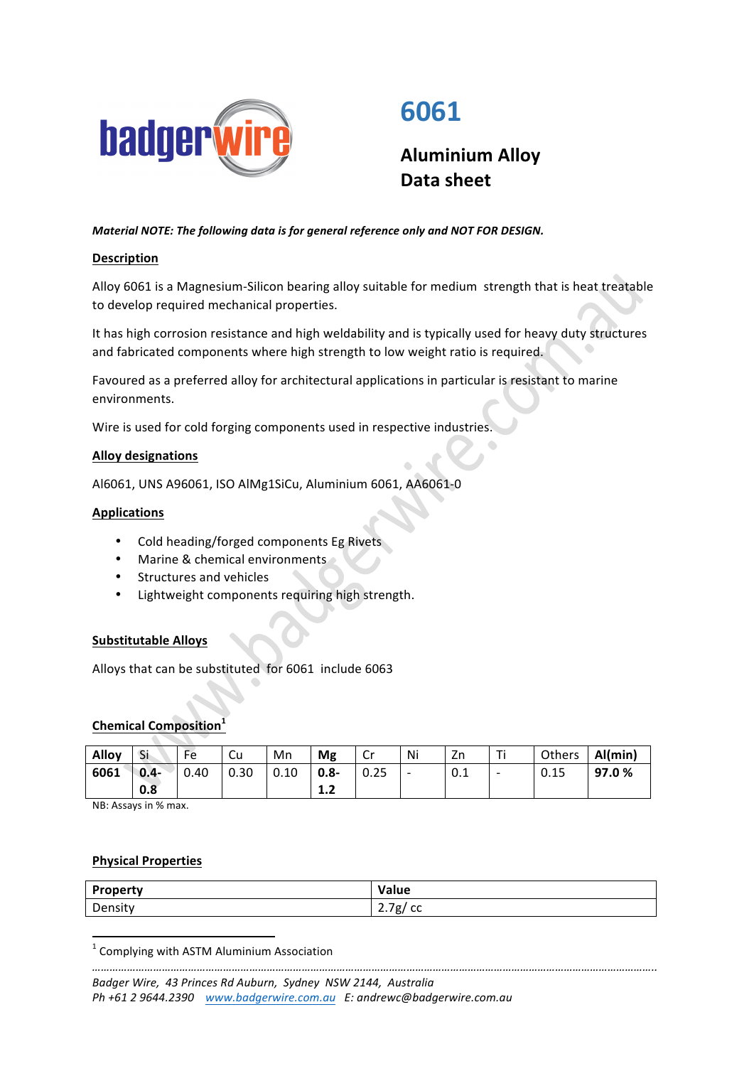# 6061

## Aluminium Alloy Data sheet

***Material NOTE: The following data is for general reference only and NOT FOR DESIGN.***

### Description

Alloy 6061 is a Magnesium-Silicon bearing alloy suitable for medium strength that is heat treatable to develop required mechanical properties.

It has high corrosion resistance and high weldability and is typically used for heavy duty structures and fabricated components where high strength to low weight ratio is required.

Favoured as a preferred alloy for architectural applications in particular is resistant to marine environments.

Wire is used for cold forging components used in respective industries.

### Alloy designations

Al6061, UNS A96061, ISO AlMg1SiCu, Aluminium 6061, AA6061-0

### Applications

- Cold heading/forged components Eg Rivets
- Marine & chemical environments
- Structures and vehicles
- Lightweight components requiring high strength.

### Substitutable Alloys

Alloys that can be substituted for 6061 include 6063

### Chemical Composition[1]

| **Alloy** | Si | Fe | Cu | Mn | **Mg** | Cr | Ni | Zn | Ti | Others | **Al(min)** |
|---|---|---|---|---|---|---|---|---|---|---|---|
| **6061** | **0.4-0.8** | 0.40 | 0.30 | 0.10 | **0.8-1.2** | 0.25 | - | 0.1 | - | 0.15 | **97.0 %** |

NB: Assays in % max.

### Physical Properties

| **Property** | **Value** |
|---|---|
| Density | 2.7g/ cc |

[1] Complying with ASTM Aluminium Association

*Badger Wire, 43 Princes Rd Auburn, Sydney NSW 2144, Australia*
*Ph +61 2 9644.2390 www.badgerwire.com.au E: andrewc@badgerwire.com.au*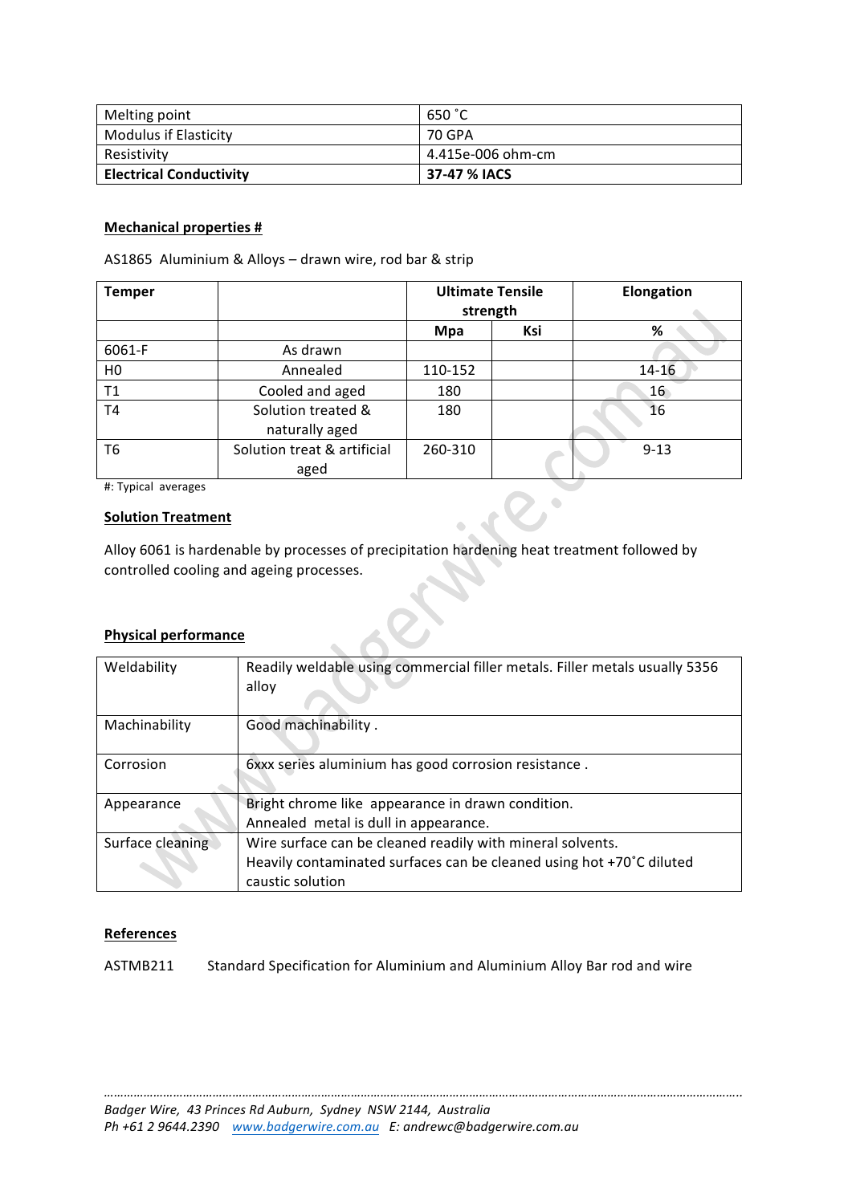| | |
|---|---|
| Melting point | 650 ˚C |
| Modulus if Elasticity | 70 GPA |
| Resistivity | 4.415e-006 ohm-cm |
| **Electrical Conductivity** | **37-47 % IACS** |

**Mechanical properties #**

AS1865 Aluminium & Alloys – drawn wire, rod bar & strip

| **Temper** | | **Ultimate Tensile strength** | | **Elongation** |
|---|---|---|---|---|
| | | **Mpa** | **Ksi** | **%** |
| 6061-F | As drawn | | | |
| H0 | Annealed | 110-152 | | 14-16 |
| T1 | Cooled and aged | 180 | | 16 |
| T4 | Solution treated & naturally aged | 180 | | 16 |
| T6 | Solution treat & artificial aged | 260-310 | | 9-13 |

#: Typical averages

**Solution Treatment**

Alloy 6061 is hardenable by processes of precipitation hardening heat treatment followed by controlled cooling and ageing processes.

**Physical performance**

| | |
|---|---|
| Weldability | Readily weldable using commercial filler metals. Filler metals usually 5356 alloy |
| Machinability | Good machinability . |
| Corrosion | 6xxx series aluminium has good corrosion resistance . |
| Appearance | Bright chrome like appearance in drawn condition.<br>Annealed metal is dull in appearance. |
| Surface cleaning | Wire surface can be cleaned readily with mineral solvents.<br>Heavily contaminated surfaces can be cleaned using hot +70˚C diluted caustic solution |

**References**

ASTMB211 Standard Specification for Aluminium and Aluminium Alloy Bar rod and wire

*Badger Wire, 43 Princes Rd Auburn, Sydney NSW 2144, Australia*
*Ph +61 2 9644.2390 www.badgerwire.com.au E: andrewc@badgerwire.com.au*